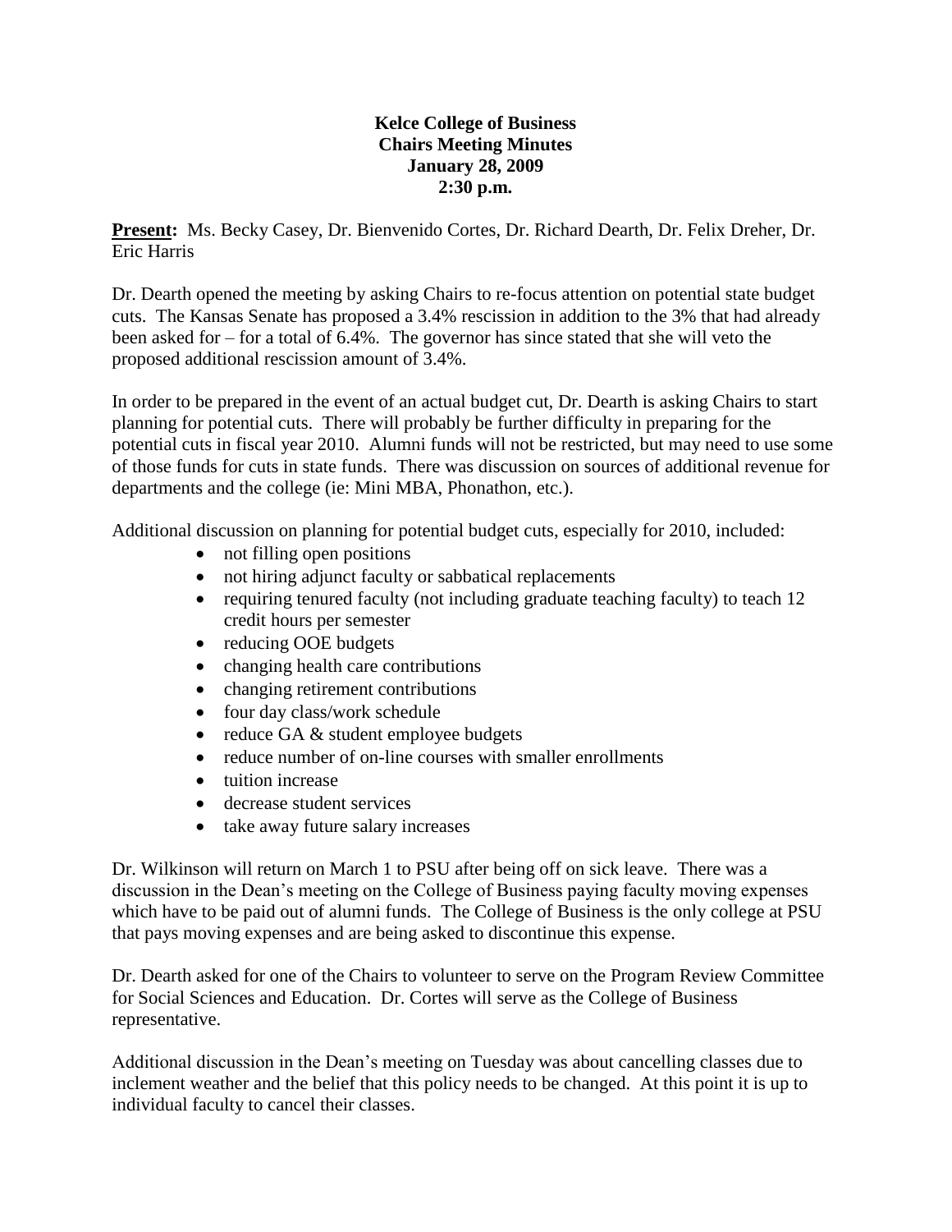**Kelce College of Business**
**Chairs Meeting Minutes**
**January 28, 2009**
**2:30 p.m.**

**Present:** Ms. Becky Casey, Dr. Bienvenido Cortes, Dr. Richard Dearth, Dr. Felix Dreher, Dr. Eric Harris

Dr. Dearth opened the meeting by asking Chairs to re-focus attention on potential state budget cuts. The Kansas Senate has proposed a 3.4% rescission in addition to the 3% that had already been asked for – for a total of 6.4%. The governor has since stated that she will veto the proposed additional rescission amount of 3.4%.

In order to be prepared in the event of an actual budget cut, Dr. Dearth is asking Chairs to start planning for potential cuts. There will probably be further difficulty in preparing for the potential cuts in fiscal year 2010. Alumni funds will not be restricted, but may need to use some of those funds for cuts in state funds. There was discussion on sources of additional revenue for departments and the college (ie: Mini MBA, Phonathon, etc.).

Additional discussion on planning for potential budget cuts, especially for 2010, included:

- not filling open positions
- not hiring adjunct faculty or sabbatical replacements
- requiring tenured faculty (not including graduate teaching faculty) to teach 12 credit hours per semester
- reducing OOE budgets
- changing health care contributions
- changing retirement contributions
- four day class/work schedule
- reduce GA & student employee budgets
- reduce number of on-line courses with smaller enrollments
- tuition increase
- decrease student services
- take away future salary increases

Dr. Wilkinson will return on March 1 to PSU after being off on sick leave. There was a discussion in the Dean's meeting on the College of Business paying faculty moving expenses which have to be paid out of alumni funds. The College of Business is the only college at PSU that pays moving expenses and are being asked to discontinue this expense.

Dr. Dearth asked for one of the Chairs to volunteer to serve on the Program Review Committee for Social Sciences and Education. Dr. Cortes will serve as the College of Business representative.

Additional discussion in the Dean's meeting on Tuesday was about cancelling classes due to inclement weather and the belief that this policy needs to be changed. At this point it is up to individual faculty to cancel their classes.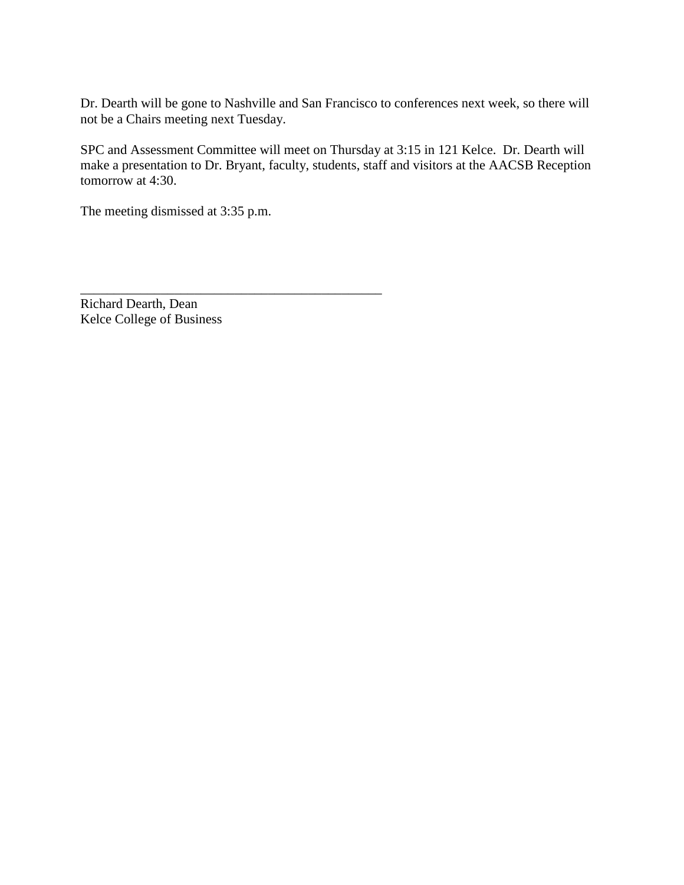Dr. Dearth will be gone to Nashville and San Francisco to conferences next week, so there will not be a Chairs meeting next Tuesday.

SPC and Assessment Committee will meet on Thursday at 3:15 in 121 Kelce. Dr. Dearth will make a presentation to Dr. Bryant, faculty, students, staff and visitors at the AACSB Reception tomorrow at 4:30.

The meeting dismissed at 3:35 p.m.

_______________________________________________

Richard Dearth, Dean
Kelce College of Business